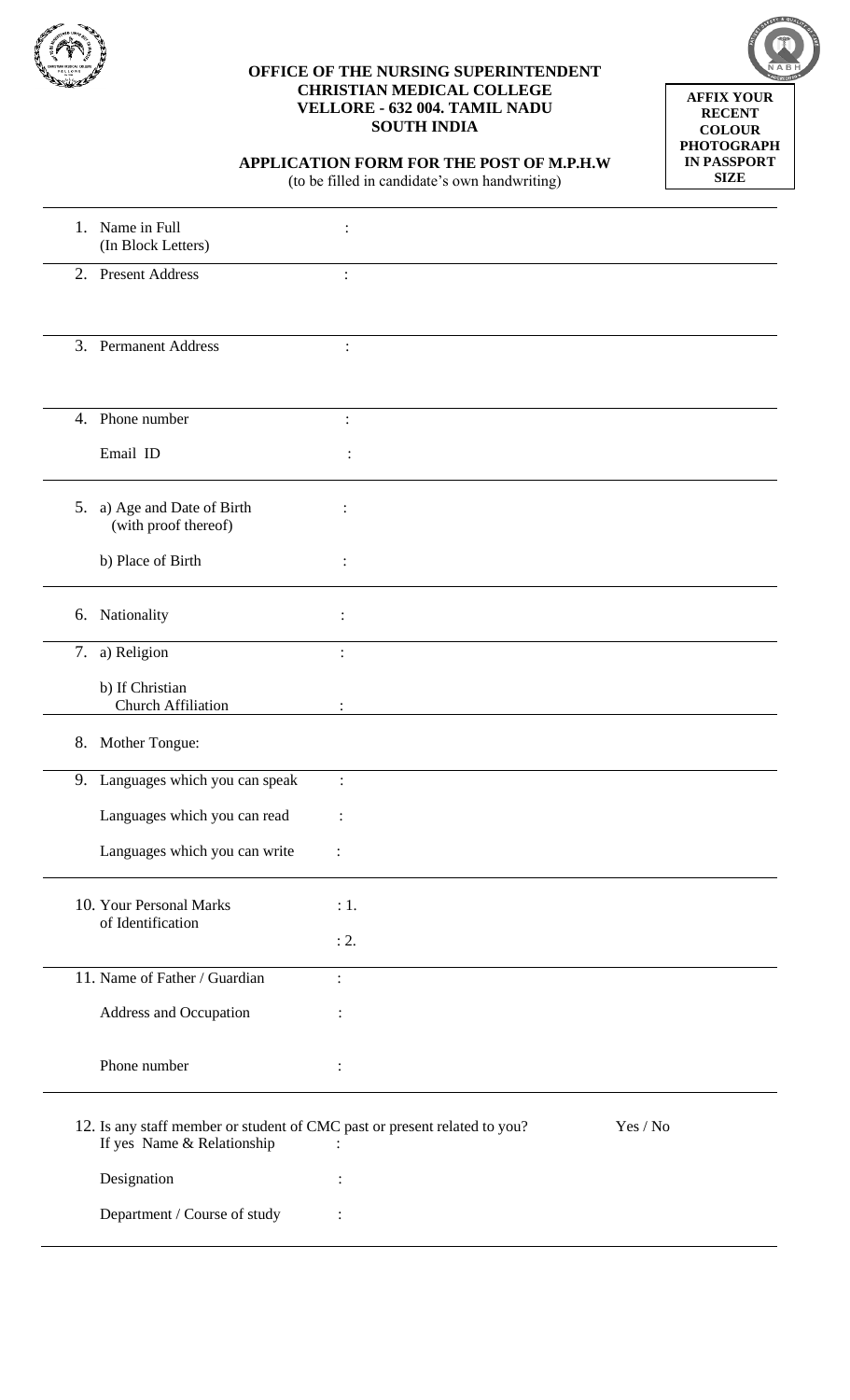**OFFICE OF THE NURSING SUPERINTENDENT**
**CHRISTIAN MEDICAL COLLEGE**
**VELLORE - 632 004. TAMIL NADU**
**SOUTH INDIA**

**AFFIX YOUR RECENT COLOUR PHOTOGRAPH IN PASSPORT SIZE**

## APPLICATION FORM FOR THE POST OF M.P.H.W

(to be filled in candidate's own handwriting)

1. Name in Full (In Block Letters) :

2. Present Address :

3. Permanent Address :

4. Phone number :

   Email ID :

5. a) Age and Date of Birth (with proof thereof) :

   b) Place of Birth :

6. Nationality :

7. a) Religion :

   b) If Christian Church Affiliation :

8. Mother Tongue:

9. Languages which you can speak :

   Languages which you can read :

   Languages which you can write :

10. Your Personal Marks of Identification : 1.

    : 2.

11. Name of Father / Guardian :

    Address and Occupation :

    Phone number :

12. Is any staff member or student of CMC past or present related to you? Yes / No

    If yes Name & Relationship :

    Designation :

    Department / Course of study :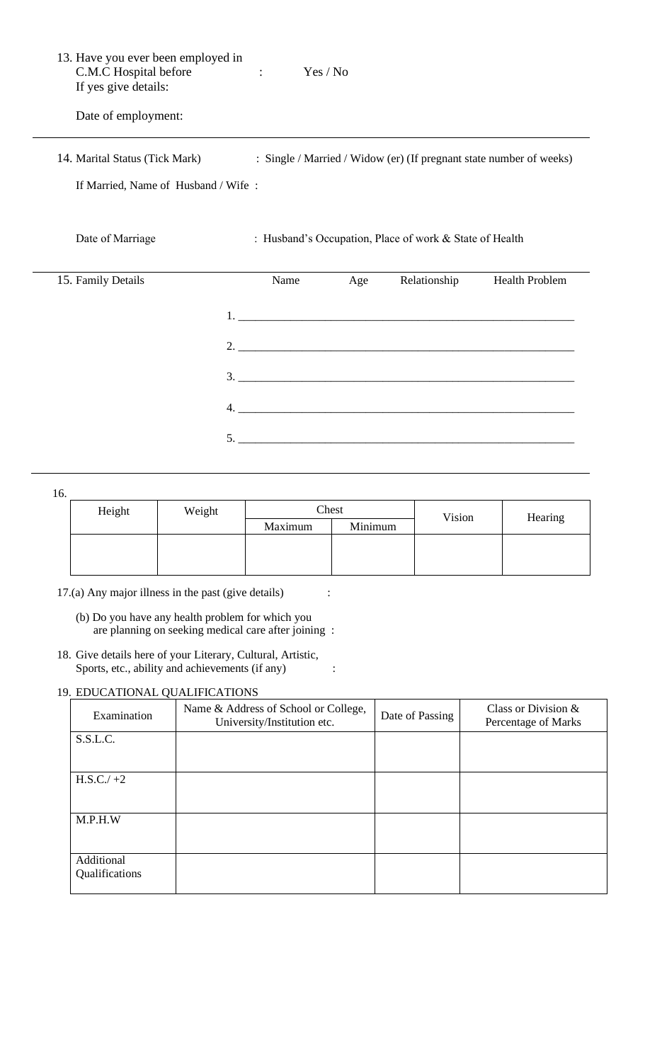13. Have you ever been employed in C.M.C Hospital before : Yes / No
    If yes give details:

    Date of employment:

---

14. Marital Status (Tick Mark) : Single / Married / Widow (er) (If pregnant state number of weeks)

    If Married, Name of Husband / Wife :

    Date of Marriage : Husband's Occupation, Place of work & State of Health

---

15. Family Details

| | Name | Age | Relationship | Health Problem |
|---|---|---|---|---|
| 1. | | | | |
| 2. | | | | |
| 3. | | | | |
| 4. | | | | |
| 5. | | | | |

---

16.

| Height | Weight | Chest | | Vision | Hearing |
|---|---|---|---|---|---|
| | | Maximum | Minimum | | |
| | | | | | |

17.(a) Any major illness in the past (give details) :

   (b) Do you have any health problem for which you are planning on seeking medical care after joining :

18. Give details here of your Literary, Cultural, Artistic, Sports, etc., ability and achievements (if any) :

19. EDUCATIONAL QUALIFICATIONS

| Examination | Name & Address of School or College, University/Institution etc. | Date of Passing | Class or Division & Percentage of Marks |
|---|---|---|---|
| S.S.L.C. | | | |
| H.S.C./ +2 | | | |
| M.P.H.W | | | |
| Additional Qualifications | | | |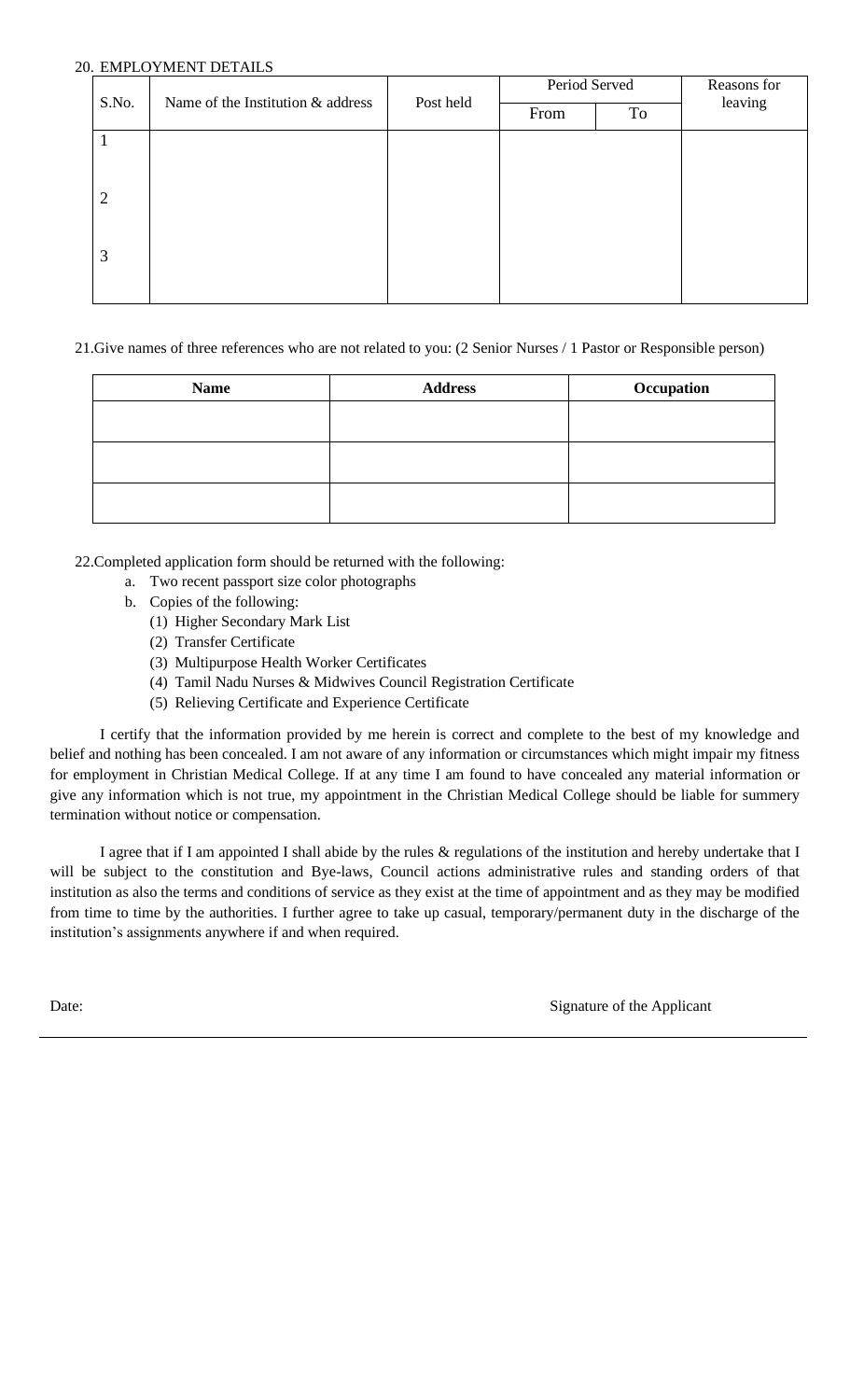20. EMPLOYMENT DETAILS

| S.No. | Name of the Institution & address | Post held | Period Served | | Reasons for leaving |
|---|---|---|---|---|---|
| | | | From | To | |
| 1 | | | | | |
| 2 | | | | | |
| 3 | | | | | |

21.Give names of three references who are not related to you: (2 Senior Nurses / 1 Pastor or Responsible person)

| **Name** | **Address** | **Occupation** |
|---|---|---|
| | | |
| | | |
| | | |

22.Completed application form should be returned with the following:

a. Two recent passport size color photographs
b. Copies of the following:
   (1) Higher Secondary Mark List
   (2) Transfer Certificate
   (3) Multipurpose Health Worker Certificates
   (4) Tamil Nadu Nurses & Midwives Council Registration Certificate
   (5) Relieving Certificate and Experience Certificate

I certify that the information provided by me herein is correct and complete to the best of my knowledge and belief and nothing has been concealed. I am not aware of any information or circumstances which might impair my fitness for employment in Christian Medical College. If at any time I am found to have concealed any material information or give any information which is not true, my appointment in the Christian Medical College should be liable for summery termination without notice or compensation.

I agree that if I am appointed I shall abide by the rules & regulations of the institution and hereby undertake that I will be subject to the constitution and Bye-laws, Council actions administrative rules and standing orders of that institution as also the terms and conditions of service as they exist at the time of appointment and as they may be modified from time to time by the authorities. I further agree to take up casual, temporary/permanent duty in the discharge of the institution's assignments anywhere if and when required.

Date: Signature of the Applicant